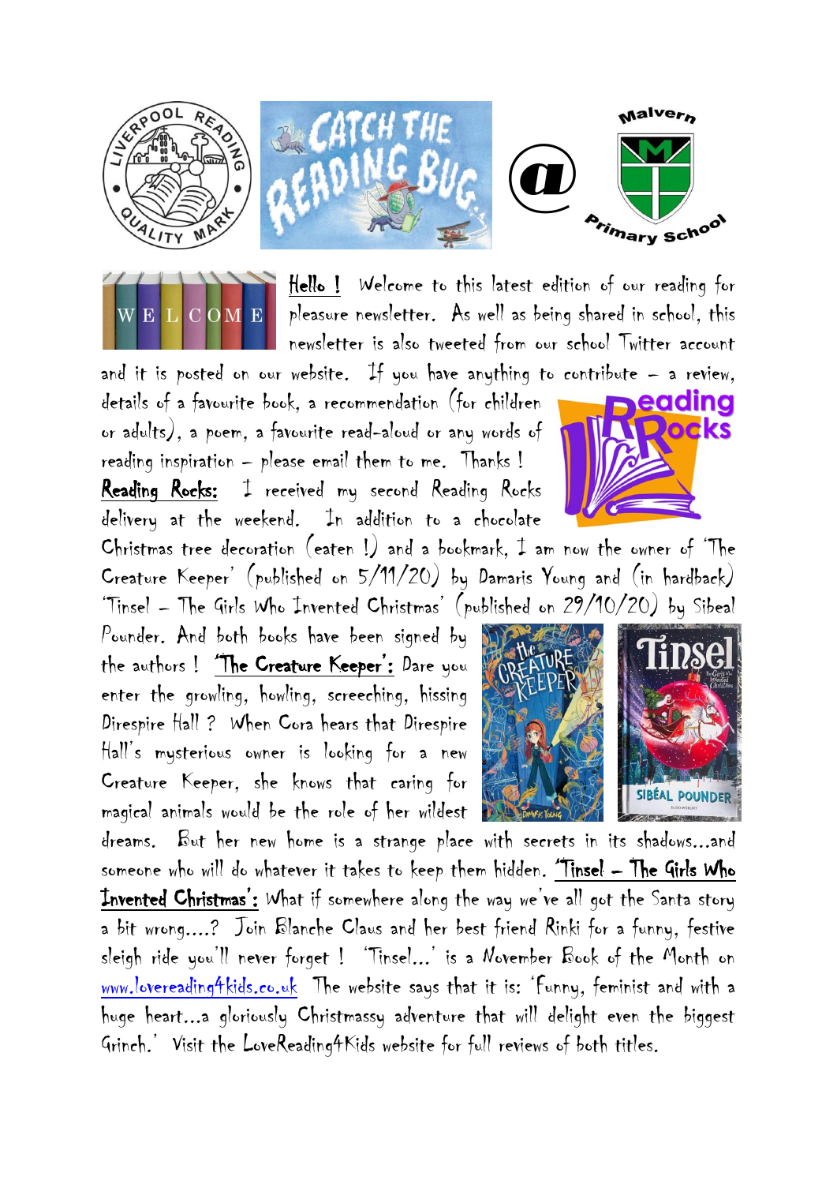**Hello !** Welcome to this latest edition of our reading for pleasure newsletter. As well as being shared in school, this newsletter is also tweeted from our school Twitter account and it is posted on our website. If you have anything to contribute – a review, details of a favourite book, a recommendation (for children or adults), a poem, a favourite read-aloud or any words of reading inspiration – please email them to me. Thanks !

**Reading Rocks:** I received my second Reading Rocks delivery at the weekend. In addition to a chocolate Christmas tree decoration (eaten !) and a bookmark, I am now the owner of 'The Creature Keeper' (published on 5/11/20) by Damaris Young and (in hardback) 'Tinsel – The Girls Who Invented Christmas' (published on 29/10/20) by Sibeal Pounder. And both books have been signed by the authors ! **'The Creature Keeper':** Dare you enter the growling, howling, screeching, hissing Direspire Hall ? When Cora hears that Direspire Hall's mysterious owner is looking for a new Creature Keeper, she knows that caring for magical animals would be the role of her wildest dreams. But her new home is a strange place with secrets in its shadows...and someone who will do whatever it takes to keep them hidden. **'Tinsel – The Girls Who Invented Christmas':** What if somewhere along the way we've all got the Santa story a bit wrong....? Join Blanche Claus and her best friend Rinki for a funny, festive sleigh ride you'll never forget ! 'Tinsel...' is a November Book of the Month on www.lovereading4kids.co.uk The website says that it is: 'Funny, feminist and with a huge heart...a gloriously Christmassy adventure that will delight even the biggest Grinch.' Visit the LoveReading4Kids website for full reviews of both titles.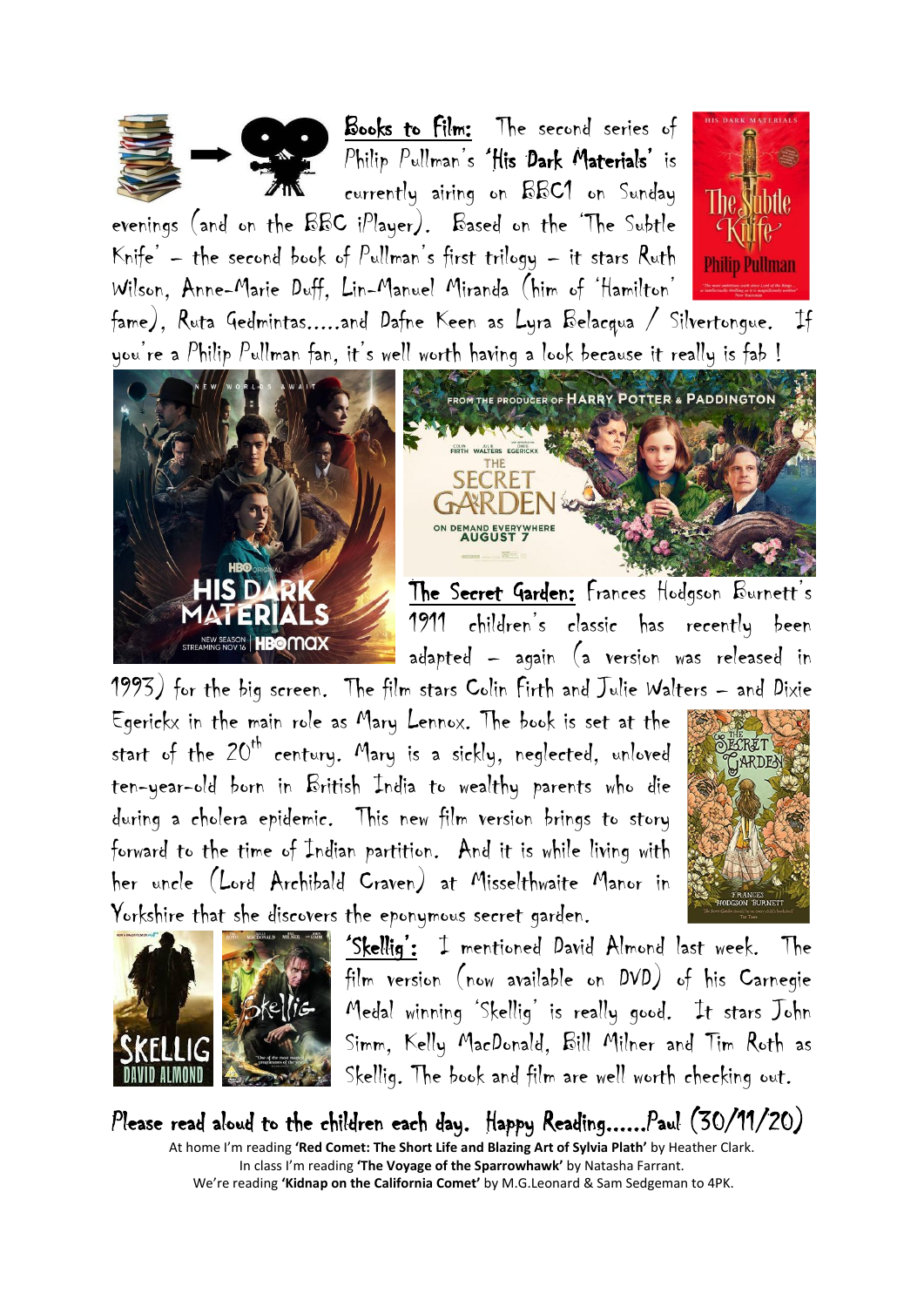**Books to Film:** The second series of Philip Pullman's **'His Dark Materials'** is currently airing on BBC1 on Sunday evenings (and on the BBC iPlayer). Based on the 'The Subtle Knife' – the second book of Pullman's first trilogy – it stars Ruth Wilson, Anne-Marie Duff, Lin-Manuel Miranda (him of 'Hamilton' fame), Ruta Gedmintas.....and Dafne Keen as Lyra Belacqua / Silvertongue. If you're a Philip Pullman fan, it's well worth having a look because it really is fab !

**The Secret Garden:** Frances Hodgson Burnett's 1911 children's classic has recently been adapted – again (a version was released in 1993) for the big screen. The film stars Colin Firth and Julie Walters – and Dixie Egerickx in the main role as Mary Lennox. The book is set at the start of the 20th century. Mary is a sickly, neglected, unloved ten-year-old born in British India to wealthy parents who die during a cholera epidemic. This new film version brings to story forward to the time of Indian partition. And it is while living with her uncle (Lord Archibald Craven) at Misselthwaite Manor in Yorkshire that she discovers the eponymous secret garden.

**'Skellig':** I mentioned David Almond last week. The film version (now available on DVD) of his Carnegie Medal winning 'Skellig' is really good. It stars John Simm, Kelly MacDonald, Bill Milner and Tim Roth as Skellig. The book and film are well worth checking out.

Please read aloud to the children each day. Happy Reading......Paul (30/11/20)

At home I'm reading **'Red Comet: The Short Life and Blazing Art of Sylvia Plath'** by Heather Clark.
In class I'm reading **'The Voyage of the Sparrowhawk'** by Natasha Farrant.
We're reading **'Kidnap on the California Comet'** by M.G.Leonard & Sam Sedgeman to 4PK.